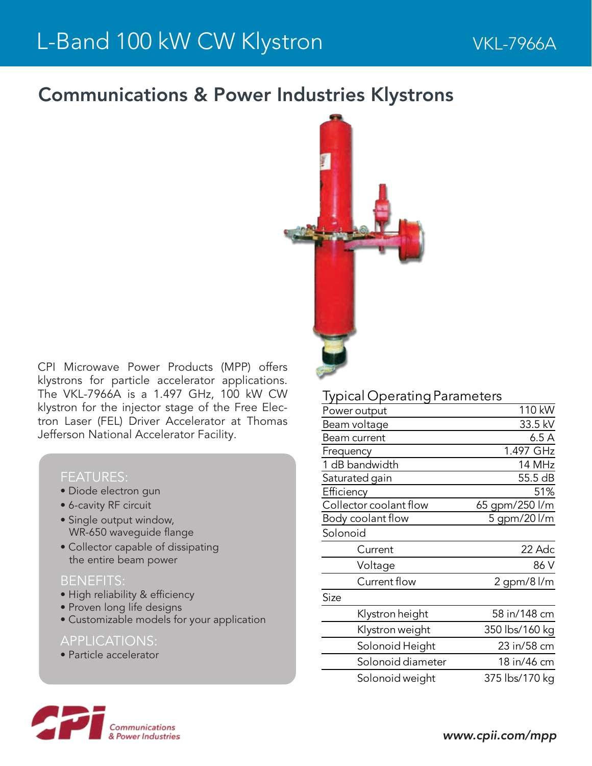# L-Band 100 kW CW Klystron

VKL-7966A

## Communications & Power Industries Klystrons

CPI Microwave Power Products (MPP) offers klystrons for particle accelerator applications. The VKL-7966A is a 1.497 GHz, 100 kW CW klystron for the injector stage of the Free Electron Laser (FEL) Driver Accelerator at Thomas Jefferson National Accelerator Facility.

### FEATURES:

- Diode electron gun
- 6-cavity RF circuit
- Single output window, WR-650 waveguide flange
- Collector capable of dissipating the entire beam power

### BENEFITS:

- High reliability & efficiency
- Proven long life designs
- Customizable models for your application

### APPLICATIONS:

- Particle accelerator

### Typical Operating Parameters

| Parameter | Value |
|---|---|
| Power output | 110 kW |
| Beam voltage | 33.5 kV |
| Beam current | 6.5 A |
| Frequency | 1.497 GHz |
| 1 dB bandwidth | 14 MHz |
| Saturated gain | 55.5 dB |
| Efficiency | 51% |
| Collector coolant flow | 65 gpm/250 l/m |
| Body coolant flow | 5 gpm/20 l/m |
| Solonoid | |
| Current | 22 Adc |
| Voltage | 86 V |
| Current flow | 2 gpm/8 l/m |
| Size | |
| Klystron height | 58 in/148 cm |
| Klystron weight | 350 lbs/160 kg |
| Solonoid Height | 23 in/58 cm |
| Solonoid diameter | 18 in/46 cm |
| Solonoid weight | 375 lbs/170 kg |

CPI Communications & Power Industries

*www.cpii.com/mpp*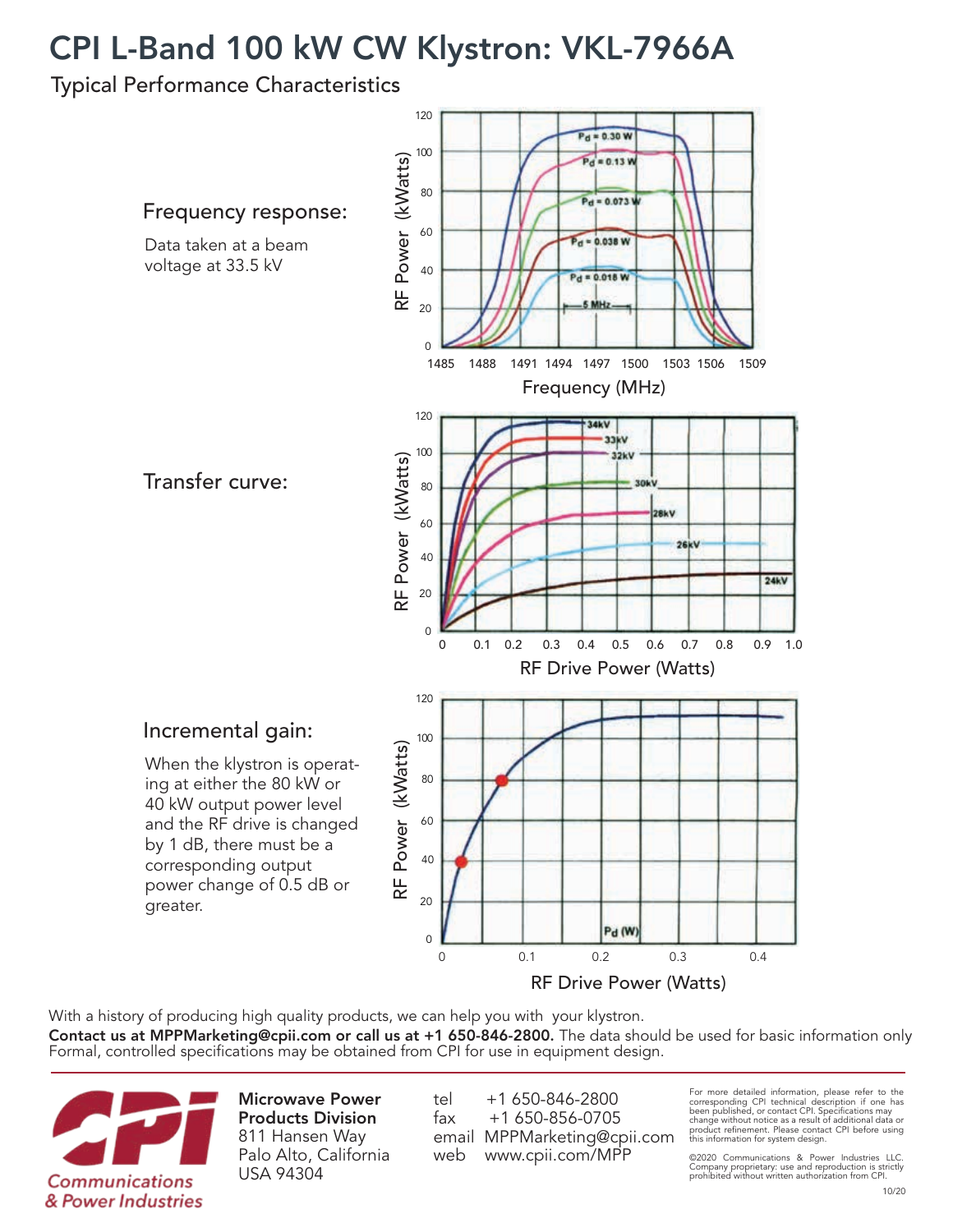# CPI L-Band 100 kW CW Klystron: VKL-7966A

Typical Performance Characteristics

## Frequency response:

Data taken at a beam voltage at 33.5 kV

RF Power (kWatts)

120
100
80
60
40
20
0

1485 1488 1491 1494 1497 1500 1503 1506 1509

Frequency (MHz)

$P_d$ = 0.30 W
$P_d$ = 0.13 W
$P_d$ = 0.073 W
$P_d$ = 0.038 W
$P_d$ = 0.018 W
5 MHz

## Transfer curve:

RF Power (kWatts)

120
100
80
60
40
20
0

0 0.1 0.2 0.3 0.4 0.5 0.6 0.7 0.8 0.9 1.0

RF Drive Power (Watts)

34kV
33kV
32kV
30kV
28kV
26kV
24kV

## Incremental gain:

When the klystron is operating at either the 80 kW or 40 kW output power level and the RF drive is changed by 1 dB, there must be a corresponding output power change of 0.5 dB or greater.

RF Power (kWatts)

120
100
80
60
40
20
0

0 0.1 0.2 0.3 0.4

RF Drive Power (Watts)

Pd (W)

With a history of producing high quality products, we can help you with your klystron.
**Contact us at MPPMarketing@cpii.com or call us at +1 650-846-2800.** The data should be used for basic information only Formal, controlled specifications may be obtained from CPI for use in equipment design.

Communications & Power Industries

**Microwave Power Products Division**
811 Hansen Way
Palo Alto, California
USA 94304

tel +1 650-846-2800
fax +1 650-856-0705
email MPPMarketing@cpii.com
web www.cpii.com/MPP

For more detailed information, please refer to the corresponding CPI technical description if one has been published, or contact CPI. Specifications may change without notice as a result of additional data or product refinement. Please contact CPI before using this information for system design.

©2020 Communications & Power Industries LLC. Company proprietary: use and reproduction is strictly prohibited without written authorization from CPI.

10/20